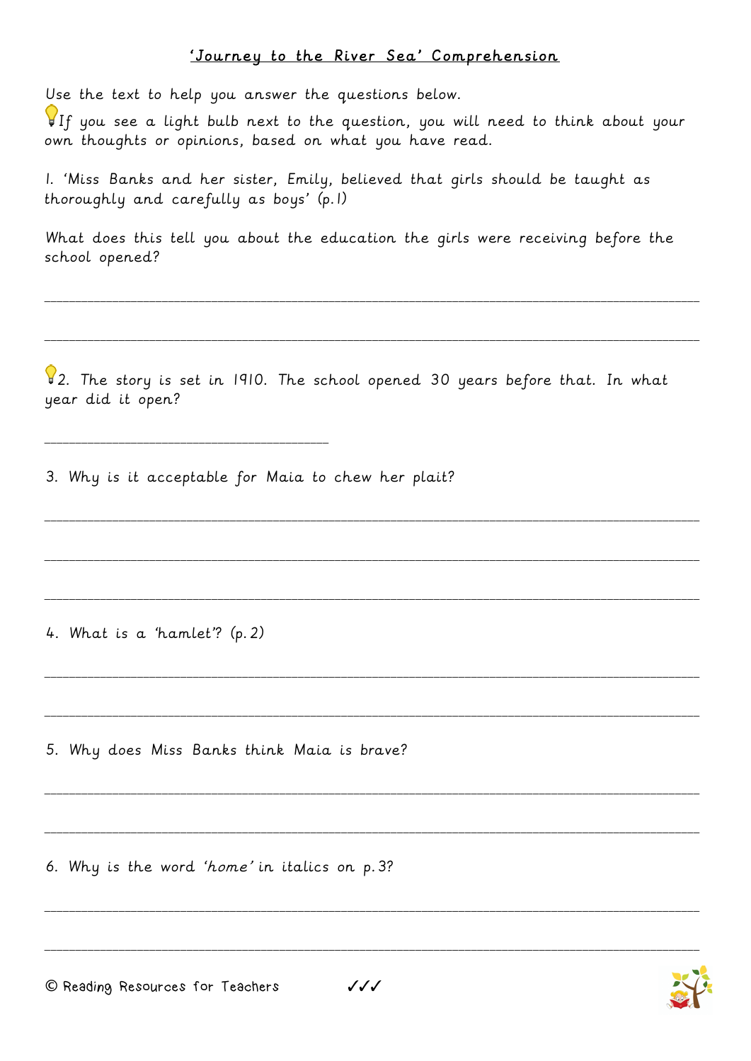## 'Journey to the River Sea' Comprehension

Use the text to help you answer the questions below.

💡If you see a light bulb next to the question, you will need to think about your own thoughts or opinions, based on what you have read.

1. 'Miss Banks and her sister, Emily, believed that girls should be taught as thoroughly and carefully as boys' (p.1)

What does this tell you about the education the girls were receiving before the school opened?

_______________________________________________________________________________

_______________________________________________________________________________

💡2. The story is set in 1910. The school opened 30 years before that. In what year did it open?

______________________________

3. Why is it acceptable for Maia to chew her plait?

_______________________________________________________________________________

_______________________________________________________________________________

_______________________________________________________________________________

4. What is a 'hamlet'? (p.2)

_______________________________________________________________________________

_______________________________________________________________________________

5. Why does Miss Banks think Maia is brave?

_______________________________________________________________________________

_______________________________________________________________________________

6. Why is the word '*home*' in italics on p.3?

_______________________________________________________________________________

_______________________________________________________________________________

© Reading Resources for Teachers ✓✓✓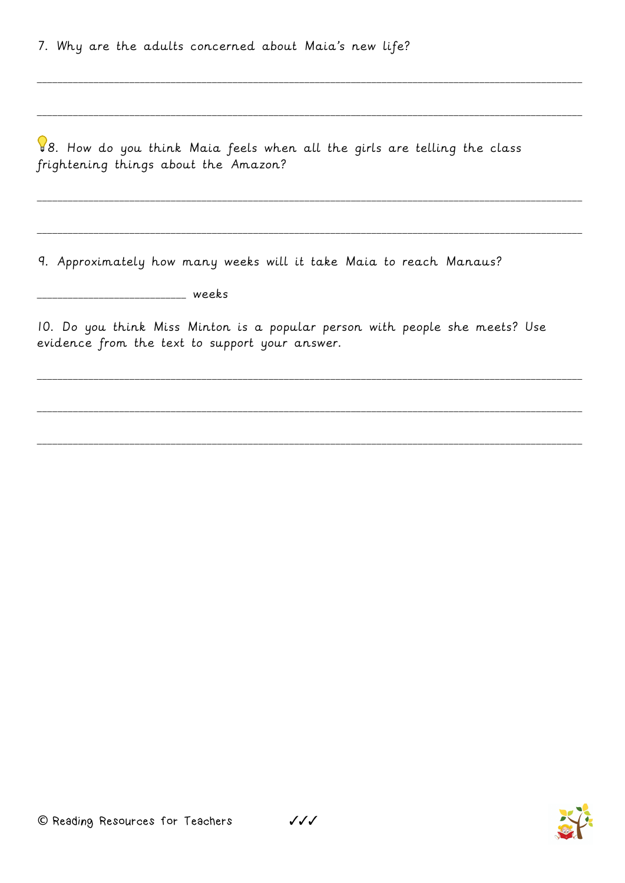7. Why are the adults concerned about Maia's new life?

\_\_\_\_\_\_\_\_\_\_\_\_\_\_\_\_\_\_\_\_\_\_\_\_\_\_\_\_\_\_\_\_\_\_\_\_\_\_\_\_\_\_\_\_\_\_\_\_\_\_\_\_\_\_\_\_\_\_\_\_\_\_\_\_\_\_\_\_\_\_\_\_

\_\_\_\_\_\_\_\_\_\_\_\_\_\_\_\_\_\_\_\_\_\_\_\_\_\_\_\_\_\_\_\_\_\_\_\_\_\_\_\_\_\_\_\_\_\_\_\_\_\_\_\_\_\_\_\_\_\_\_\_\_\_\_\_\_\_\_\_\_\_\_\_

8. How do you think Maia feels when all the girls are telling the class frightening things about the Amazon?

\_\_\_\_\_\_\_\_\_\_\_\_\_\_\_\_\_\_\_\_\_\_\_\_\_\_\_\_\_\_\_\_\_\_\_\_\_\_\_\_\_\_\_\_\_\_\_\_\_\_\_\_\_\_\_\_\_\_\_\_\_\_\_\_\_\_\_\_\_\_\_\_

\_\_\_\_\_\_\_\_\_\_\_\_\_\_\_\_\_\_\_\_\_\_\_\_\_\_\_\_\_\_\_\_\_\_\_\_\_\_\_\_\_\_\_\_\_\_\_\_\_\_\_\_\_\_\_\_\_\_\_\_\_\_\_\_\_\_\_\_\_\_\_\_

9. Approximately how many weeks will it take Maia to reach Manaus?

\_\_\_\_\_\_\_\_\_\_\_\_\_\_\_\_\_\_\_\_ weeks

10. Do you think Miss Minton is a popular person with people she meets? Use evidence from the text to support your answer.

\_\_\_\_\_\_\_\_\_\_\_\_\_\_\_\_\_\_\_\_\_\_\_\_\_\_\_\_\_\_\_\_\_\_\_\_\_\_\_\_\_\_\_\_\_\_\_\_\_\_\_\_\_\_\_\_\_\_\_\_\_\_\_\_\_\_\_\_\_\_\_\_

\_\_\_\_\_\_\_\_\_\_\_\_\_\_\_\_\_\_\_\_\_\_\_\_\_\_\_\_\_\_\_\_\_\_\_\_\_\_\_\_\_\_\_\_\_\_\_\_\_\_\_\_\_\_\_\_\_\_\_\_\_\_\_\_\_\_\_\_\_\_\_\_

\_\_\_\_\_\_\_\_\_\_\_\_\_\_\_\_\_\_\_\_\_\_\_\_\_\_\_\_\_\_\_\_\_\_\_\_\_\_\_\_\_\_\_\_\_\_\_\_\_\_\_\_\_\_\_\_\_\_\_\_\_\_\_\_\_\_\_\_\_\_\_\_

© Reading Resources for Teachers ✓✓✓